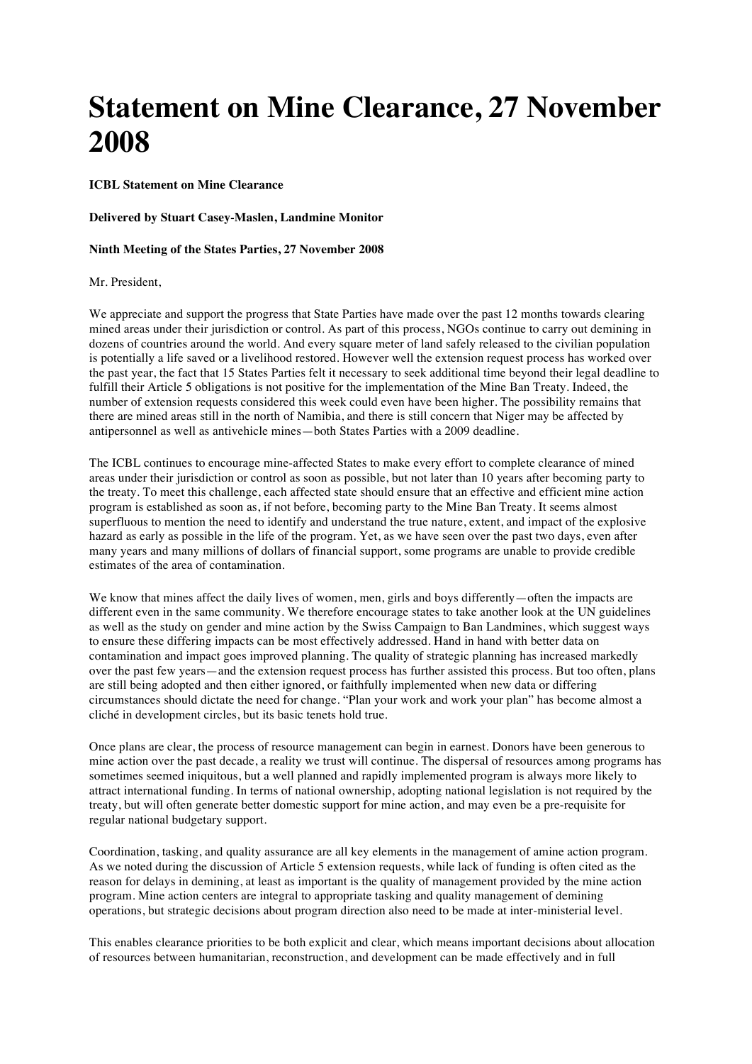# Statement on Mine Clearance, 27 November 2008

**ICBL Statement on Mine Clearance**

**Delivered by Stuart Casey-Maslen, Landmine Monitor**

**Ninth Meeting of the States Parties, 27 November 2008**

Mr. President,

We appreciate and support the progress that State Parties have made over the past 12 months towards clearing mined areas under their jurisdiction or control. As part of this process, NGOs continue to carry out demining in dozens of countries around the world. And every square meter of land safely released to the civilian population is potentially a life saved or a livelihood restored. However well the extension request process has worked over the past year, the fact that 15 States Parties felt it necessary to seek additional time beyond their legal deadline to fulfill their Article 5 obligations is not positive for the implementation of the Mine Ban Treaty. Indeed, the number of extension requests considered this week could even have been higher. The possibility remains that there are mined areas still in the north of Namibia, and there is still concern that Niger may be affected by antipersonnel as well as antivehicle mines—both States Parties with a 2009 deadline.

The ICBL continues to encourage mine-affected States to make every effort to complete clearance of mined areas under their jurisdiction or control as soon as possible, but not later than 10 years after becoming party to the treaty. To meet this challenge, each affected state should ensure that an effective and efficient mine action program is established as soon as, if not before, becoming party to the Mine Ban Treaty. It seems almost superfluous to mention the need to identify and understand the true nature, extent, and impact of the explosive hazard as early as possible in the life of the program. Yet, as we have seen over the past two days, even after many years and many millions of dollars of financial support, some programs are unable to provide credible estimates of the area of contamination.

We know that mines affect the daily lives of women, men, girls and boys differently—often the impacts are different even in the same community. We therefore encourage states to take another look at the UN guidelines as well as the study on gender and mine action by the Swiss Campaign to Ban Landmines, which suggest ways to ensure these differing impacts can be most effectively addressed. Hand in hand with better data on contamination and impact goes improved planning. The quality of strategic planning has increased markedly over the past few years—and the extension request process has further assisted this process. But too often, plans are still being adopted and then either ignored, or faithfully implemented when new data or differing circumstances should dictate the need for change. "Plan your work and work your plan" has become almost a cliché in development circles, but its basic tenets hold true.

Once plans are clear, the process of resource management can begin in earnest. Donors have been generous to mine action over the past decade, a reality we trust will continue. The dispersal of resources among programs has sometimes seemed iniquitous, but a well planned and rapidly implemented program is always more likely to attract international funding. In terms of national ownership, adopting national legislation is not required by the treaty, but will often generate better domestic support for mine action, and may even be a pre-requisite for regular national budgetary support.

Coordination, tasking, and quality assurance are all key elements in the management of amine action program. As we noted during the discussion of Article 5 extension requests, while lack of funding is often cited as the reason for delays in demining, at least as important is the quality of management provided by the mine action program. Mine action centers are integral to appropriate tasking and quality management of demining operations, but strategic decisions about program direction also need to be made at inter-ministerial level.

This enables clearance priorities to be both explicit and clear, which means important decisions about allocation of resources between humanitarian, reconstruction, and development can be made effectively and in full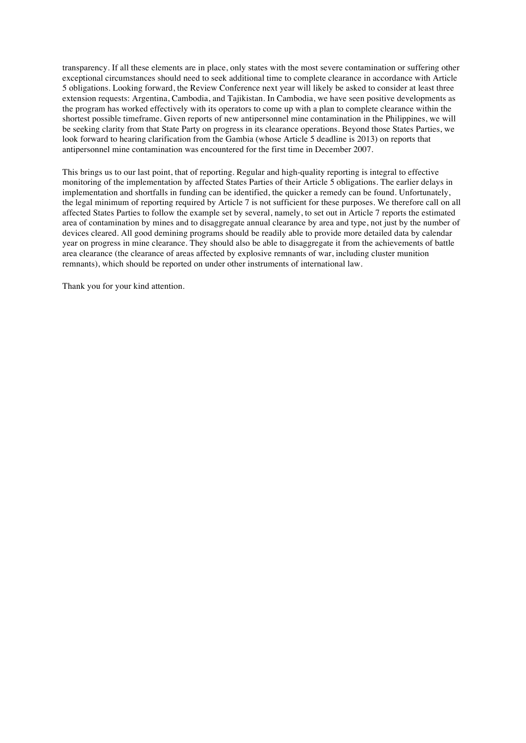transparency. If all these elements are in place, only states with the most severe contamination or suffering other exceptional circumstances should need to seek additional time to complete clearance in accordance with Article 5 obligations. Looking forward, the Review Conference next year will likely be asked to consider at least three extension requests: Argentina, Cambodia, and Tajikistan. In Cambodia, we have seen positive developments as the program has worked effectively with its operators to come up with a plan to complete clearance within the shortest possible timeframe. Given reports of new antipersonnel mine contamination in the Philippines, we will be seeking clarity from that State Party on progress in its clearance operations. Beyond those States Parties, we look forward to hearing clarification from the Gambia (whose Article 5 deadline is 2013) on reports that antipersonnel mine contamination was encountered for the first time in December 2007.

This brings us to our last point, that of reporting. Regular and high-quality reporting is integral to effective monitoring of the implementation by affected States Parties of their Article 5 obligations. The earlier delays in implementation and shortfalls in funding can be identified, the quicker a remedy can be found. Unfortunately, the legal minimum of reporting required by Article 7 is not sufficient for these purposes. We therefore call on all affected States Parties to follow the example set by several, namely, to set out in Article 7 reports the estimated area of contamination by mines and to disaggregate annual clearance by area and type, not just by the number of devices cleared. All good demining programs should be readily able to provide more detailed data by calendar year on progress in mine clearance. They should also be able to disaggregate it from the achievements of battle area clearance (the clearance of areas affected by explosive remnants of war, including cluster munition remnants), which should be reported on under other instruments of international law.

Thank you for your kind attention.